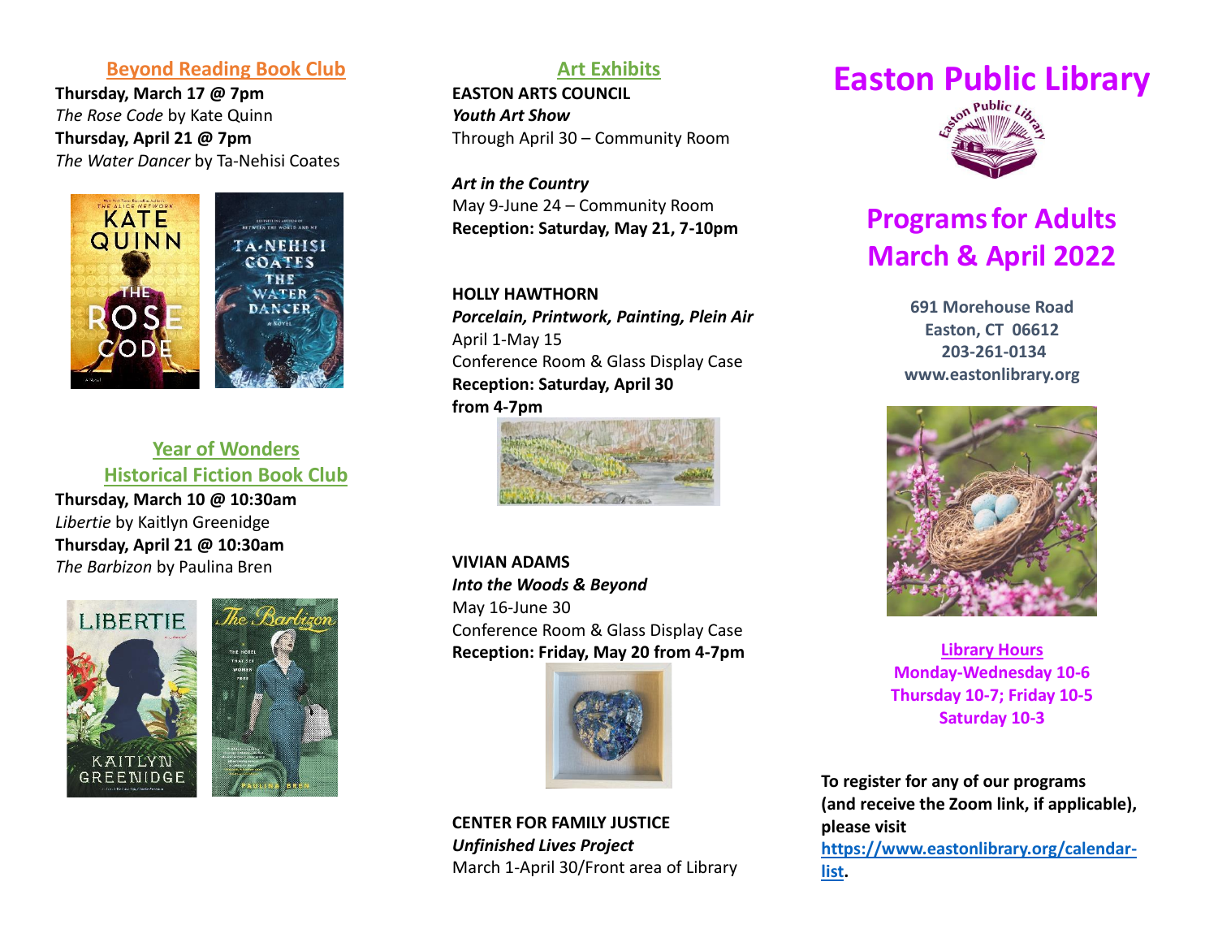## Beyond Reading Book Club

**Thursday, March 17 @ 7pm**
*The Rose Code* by Kate Quinn
**Thursday, April 21 @ 7pm**
*The Water Dancer* by Ta-Nehisi Coates

## Year of Wonders Historical Fiction Book Club

**Thursday, March 10 @ 10:30am**
*Libertie* by Kaitlyn Greenidge
**Thursday, April 21 @ 10:30am**
*The Barbizon* by Paulina Bren

## Art Exhibits

**EASTON ARTS COUNCIL**
***Youth Art Show***
Through April 30 – Community Room

***Art in the Country***
May 9-June 24 – Community Room
**Reception: Saturday, May 21, 7-10pm**

**HOLLY HAWTHORN**
***Porcelain, Printwork, Painting, Plein Air***
April 1-May 15
Conference Room & Glass Display Case
**Reception: Saturday, April 30 from 4-7pm**

**VIVIAN ADAMS**
***Into the Woods & Beyond***
May 16-June 30
Conference Room & Glass Display Case
**Reception: Friday, May 20 from 4-7pm**

**CENTER FOR FAMILY JUSTICE**
***Unfinished Lives Project***
March 1-April 30/Front area of Library

# Easton Public Library

## Programs for Adults March & April 2022

**691 Morehouse Road**
**Easton, CT 06612**
**203-261-0134**
**www.eastonlibrary.org**

**Library Hours**
**Monday-Wednesday 10-6**
**Thursday 10-7; Friday 10-5**
**Saturday 10-3**

**To register for any of our programs (and receive the Zoom link, if applicable), please visit [https://www.eastonlibrary.org/calendar-list](https://www.eastonlibrary.org/calendar-list).**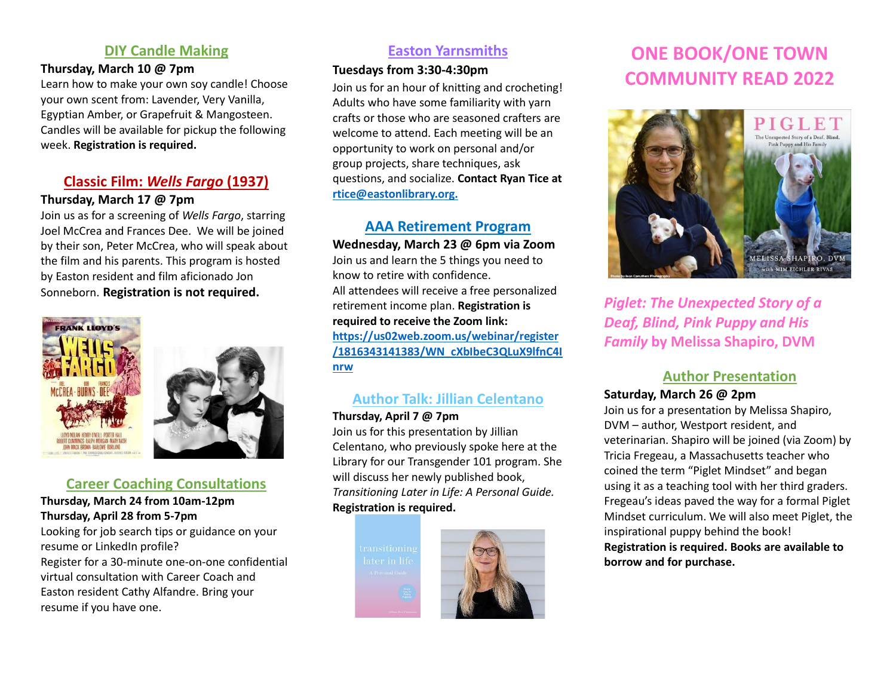## DIY Candle Making

**Thursday, March 10 @ 7pm**

Learn how to make your own soy candle! Choose your own scent from: Lavender, Very Vanilla, Egyptian Amber, or Grapefruit & Mangosteen. Candles will be available for pickup the following week. **Registration is required.**

## Classic Film: *Wells Fargo* (1937)

**Thursday, March 17 @ 7pm**

Join us as for a screening of *Wells Fargo*, starring Joel McCrea and Frances Dee. We will be joined by their son, Peter McCrea, who will speak about the film and his parents. This program is hosted by Easton resident and film aficionado Jon Sonneborn. **Registration is not required.**

## Career Coaching Consultations

**Thursday, March 24 from 10am-12pm**
**Thursday, April 28 from 5-7pm**

Looking for job search tips or guidance on your resume or LinkedIn profile?

Register for a 30-minute one-on-one confidential virtual consultation with Career Coach and Easton resident Cathy Alfandre. Bring your resume if you have one.

## Easton Yarnsmiths

**Tuesdays from 3:30-4:30pm**

Join us for an hour of knitting and crocheting! Adults who have some familiarity with yarn crafts or those who are seasoned crafters are welcome to attend. Each meeting will be an opportunity to work on personal and/or group projects, share techniques, ask questions, and socialize. **Contact Ryan Tice at rtice@eastonlibrary.org.**

## AAA Retirement Program

**Wednesday, March 23 @ 6pm via Zoom**

Join us and learn the 5 things you need to know to retire with confidence.

All attendees will receive a free personalized retirement income plan. **Registration is required to receive the Zoom link: https://us02web.zoom.us/webinar/register/1816343141383/WN_cXbIbeC3QLuX9lfnC4Inrw**

## Author Talk: Jillian Celentano

**Thursday, April 7 @ 7pm**

Join us for this presentation by Jillian Celentano, who previously spoke here at the Library for our Transgender 101 program. She will discuss her newly published book, *Transitioning Later in Life: A Personal Guide.*

**Registration is required.**

# ONE BOOK/ONE TOWN COMMUNITY READ 2022

### *Piglet: The Unexpected Story of a Deaf, Blind, Pink Puppy and His Family* by Melissa Shapiro, DVM

## Author Presentation

**Saturday, March 26 @ 2pm**

Join us for a presentation by Melissa Shapiro, DVM – author, Westport resident, and veterinarian. Shapiro will be joined (via Zoom) by Tricia Fregeau, a Massachusetts teacher who coined the term "Piglet Mindset" and began using it as a teaching tool with her third graders. Fregeau's ideas paved the way for a formal Piglet Mindset curriculum. We will also meet Piglet, the inspirational puppy behind the book!

**Registration is required. Books are available to borrow and for purchase.**